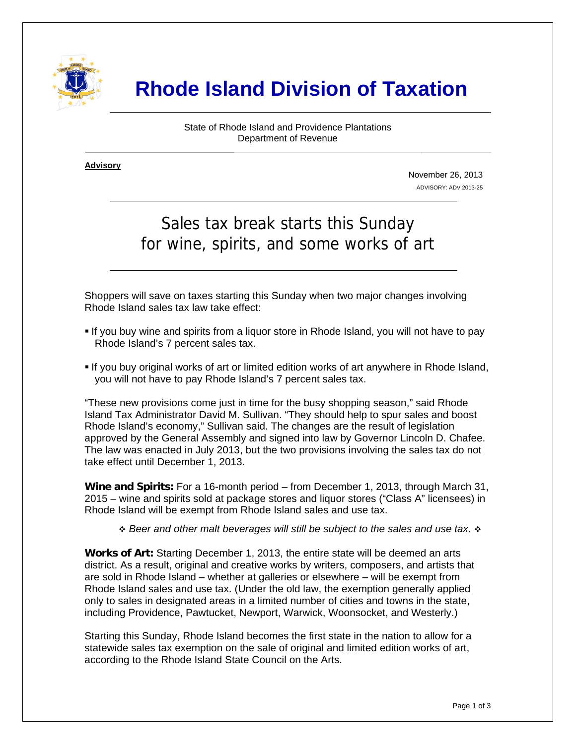# Rhode Island Division of Taxation

State of Rhode Island and Providence Plantations
Department of Revenue

**Advisory**

November 26, 2013
ADVISORY: ADV 2013-25

## Sales tax break starts this Sunday for wine, spirits, and some works of art

Shoppers will save on taxes starting this Sunday when two major changes involving Rhode Island sales tax law take effect:

- If you buy wine and spirits from a liquor store in Rhode Island, you will not have to pay Rhode Island's 7 percent sales tax.
- If you buy original works of art or limited edition works of art anywhere in Rhode Island, you will not have to pay Rhode Island's 7 percent sales tax.

"These new provisions come just in time for the busy shopping season," said Rhode Island Tax Administrator David M. Sullivan. "They should help to spur sales and boost Rhode Island's economy," Sullivan said. The changes are the result of legislation approved by the General Assembly and signed into law by Governor Lincoln D. Chafee. The law was enacted in July 2013, but the two provisions involving the sales tax do not take effect until December 1, 2013.

**Wine and Spirits:** For a 16-month period – from December 1, 2013, through March 31, 2015 – wine and spirits sold at package stores and liquor stores ("Class A" licensees) in Rhode Island will be exempt from Rhode Island sales and use tax.

❖ *Beer and other malt beverages will still be subject to the sales and use tax.* ❖

**Works of Art:** Starting December 1, 2013, the entire state will be deemed an arts district. As a result, original and creative works by writers, composers, and artists that are sold in Rhode Island – whether at galleries or elsewhere – will be exempt from Rhode Island sales and use tax. (Under the old law, the exemption generally applied only to sales in designated areas in a limited number of cities and towns in the state, including Providence, Pawtucket, Newport, Warwick, Woonsocket, and Westerly.)

Starting this Sunday, Rhode Island becomes the first state in the nation to allow for a statewide sales tax exemption on the sale of original and limited edition works of art, according to the Rhode Island State Council on the Arts.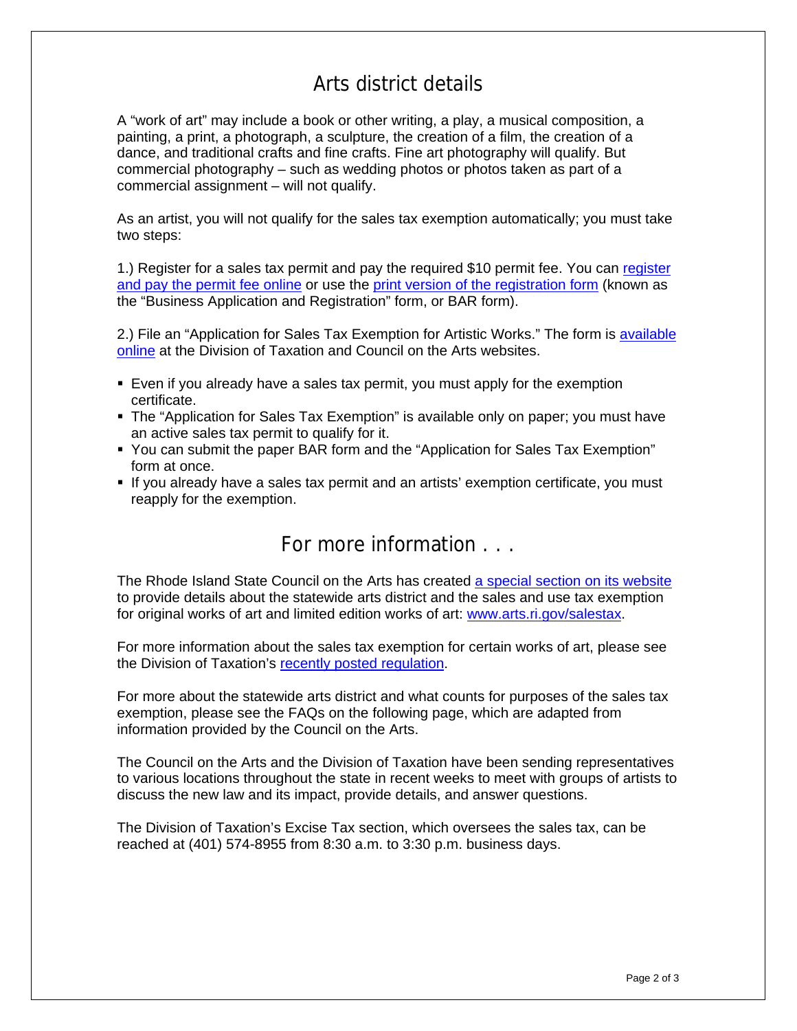## Arts district details

A "work of art" may include a book or other writing, a play, a musical composition, a painting, a print, a photograph, a sculpture, the creation of a film, the creation of a dance, and traditional crafts and fine crafts. Fine art photography will qualify. But commercial photography – such as wedding photos or photos taken as part of a commercial assignment – will not qualify.

As an artist, you will not qualify for the sales tax exemption automatically; you must take two steps:

1.) Register for a sales tax permit and pay the required $10 permit fee. You can register and pay the permit fee online or use the print version of the registration form (known as the "Business Application and Registration" form, or BAR form).

2.) File an "Application for Sales Tax Exemption for Artistic Works." The form is available online at the Division of Taxation and Council on the Arts websites.

- Even if you already have a sales tax permit, you must apply for the exemption certificate.
- The "Application for Sales Tax Exemption" is available only on paper; you must have an active sales tax permit to qualify for it.
- You can submit the paper BAR form and the "Application for Sales Tax Exemption" form at once.
- If you already have a sales tax permit and an artists' exemption certificate, you must reapply for the exemption.

## For more information . . .

The Rhode Island State Council on the Arts has created a special section on its website to provide details about the statewide arts district and the sales and use tax exemption for original works of art and limited edition works of art: www.arts.ri.gov/salestax.

For more information about the sales tax exemption for certain works of art, please see the Division of Taxation's recently posted regulation.

For more about the statewide arts district and what counts for purposes of the sales tax exemption, please see the FAQs on the following page, which are adapted from information provided by the Council on the Arts.

The Council on the Arts and the Division of Taxation have been sending representatives to various locations throughout the state in recent weeks to meet with groups of artists to discuss the new law and its impact, provide details, and answer questions.

The Division of Taxation's Excise Tax section, which oversees the sales tax, can be reached at (401) 574-8955 from 8:30 a.m. to 3:30 p.m. business days.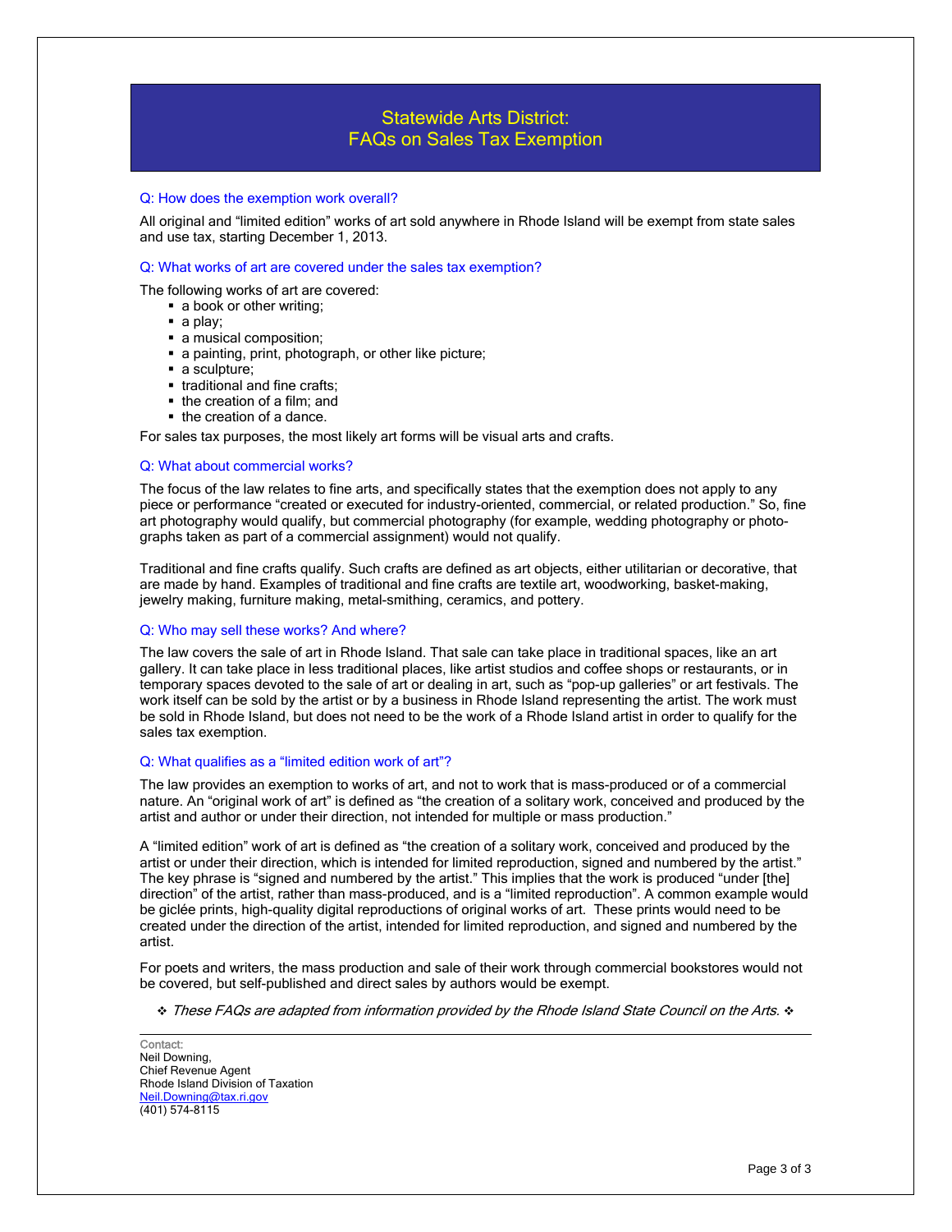# Statewide Arts District: FAQs on Sales Tax Exemption

### Q: How does the exemption work overall?

All original and "limited edition" works of art sold anywhere in Rhode Island will be exempt from state sales and use tax, starting December 1, 2013.

### Q: What works of art are covered under the sales tax exemption?

The following works of art are covered:

- a book or other writing;
- a play;
- a musical composition;
- a painting, print, photograph, or other like picture;
- a sculpture;
- traditional and fine crafts;
- the creation of a film; and
- the creation of a dance.

For sales tax purposes, the most likely art forms will be visual arts and crafts.

### Q: What about commercial works?

The focus of the law relates to fine arts, and specifically states that the exemption does not apply to any piece or performance "created or executed for industry-oriented, commercial, or related production." So, fine art photography would qualify, but commercial photography (for example, wedding photography or photographs taken as part of a commercial assignment) would not qualify.

Traditional and fine crafts qualify. Such crafts are defined as art objects, either utilitarian or decorative, that are made by hand. Examples of traditional and fine crafts are textile art, woodworking, basket-making, jewelry making, furniture making, metal-smithing, ceramics, and pottery.

### Q: Who may sell these works? And where?

The law covers the sale of art in Rhode Island. That sale can take place in traditional spaces, like an art gallery. It can take place in less traditional places, like artist studios and coffee shops or restaurants, or in temporary spaces devoted to the sale of art or dealing in art, such as "pop-up galleries" or art festivals. The work itself can be sold by the artist or by a business in Rhode Island representing the artist. The work must be sold in Rhode Island, but does not need to be the work of a Rhode Island artist in order to qualify for the sales tax exemption.

### Q: What qualifies as a "limited edition work of art"?

The law provides an exemption to works of art, and not to work that is mass-produced or of a commercial nature. An "original work of art" is defined as "the creation of a solitary work, conceived and produced by the artist and author or under their direction, not intended for multiple or mass production."

A "limited edition" work of art is defined as "the creation of a solitary work, conceived and produced by the artist or under their direction, which is intended for limited reproduction, signed and numbered by the artist." The key phrase is "signed and numbered by the artist." This implies that the work is produced "under [the] direction" of the artist, rather than mass-produced, and is a "limited reproduction". A common example would be giclée prints, high-quality digital reproductions of original works of art. These prints would need to be created under the direction of the artist, intended for limited reproduction, and signed and numbered by the artist.

For poets and writers, the mass production and sale of their work through commercial bookstores would not be covered, but self-published and direct sales by authors would be exempt.

❖ *These FAQs are adapted from information provided by the Rhode Island State Council on the Arts.* ❖

---

Contact:
Neil Downing,
Chief Revenue Agent
Rhode Island Division of Taxation
Neil.Downing@tax.ri.gov
(401) 574-8115